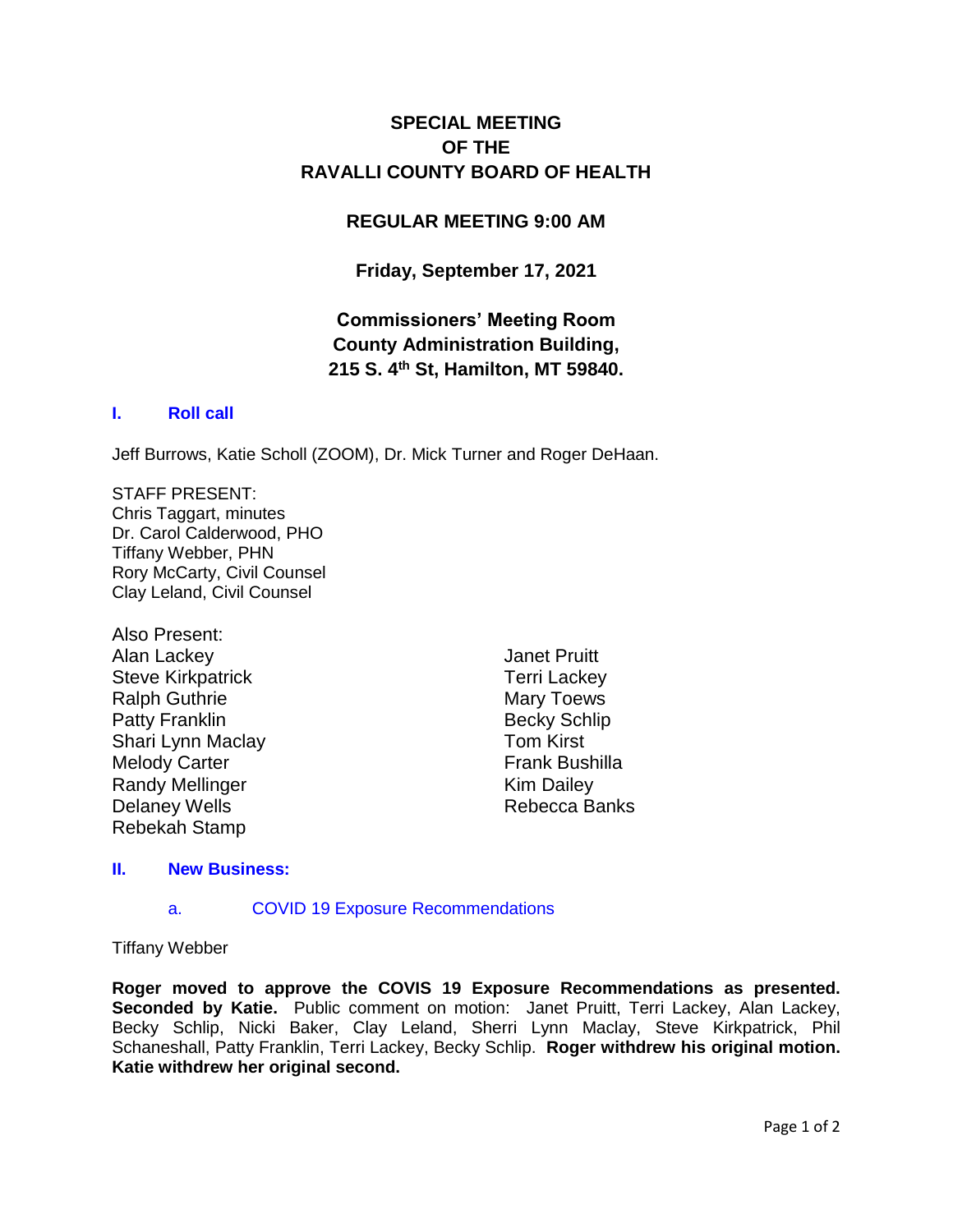# SPECIAL MEETING
# OF THE
# RAVALLI COUNTY BOARD OF HEALTH

## REGULAR MEETING 9:00 AM

### Friday, September 17, 2021

### Commissioners' Meeting Room
### County Administration Building,
### 215 S. 4th St, Hamilton, MT 59840.

## I. Roll call

Jeff Burrows, Katie Scholl (ZOOM), Dr. Mick Turner and Roger DeHaan.

STAFF PRESENT:
Chris Taggart, minutes
Dr. Carol Calderwood, PHO
Tiffany Webber, PHN
Rory McCarty, Civil Counsel
Clay Leland, Civil Counsel

Also Present:
Alan Lackey
Steve Kirkpatrick
Ralph Guthrie
Patty Franklin
Shari Lynn Maclay
Melody Carter
Randy Mellinger
Delaney Wells
Rebekah Stamp
Janet Pruitt
Terri Lackey
Mary Toews
Becky Schlip
Tom Kirst
Frank Bushilla
Kim Dailey
Rebecca Banks

## II. New Business:

### a. COVID 19 Exposure Recommendations

Tiffany Webber

**Roger moved to approve the COVIS 19 Exposure Recommendations as presented. Seconded by Katie.** Public comment on motion: Janet Pruitt, Terri Lackey, Alan Lackey, Becky Schlip, Nicki Baker, Clay Leland, Sherri Lynn Maclay, Steve Kirkpatrick, Phil Schaneshall, Patty Franklin, Terri Lackey, Becky Schlip. **Roger withdrew his original motion. Katie withdrew her original second.**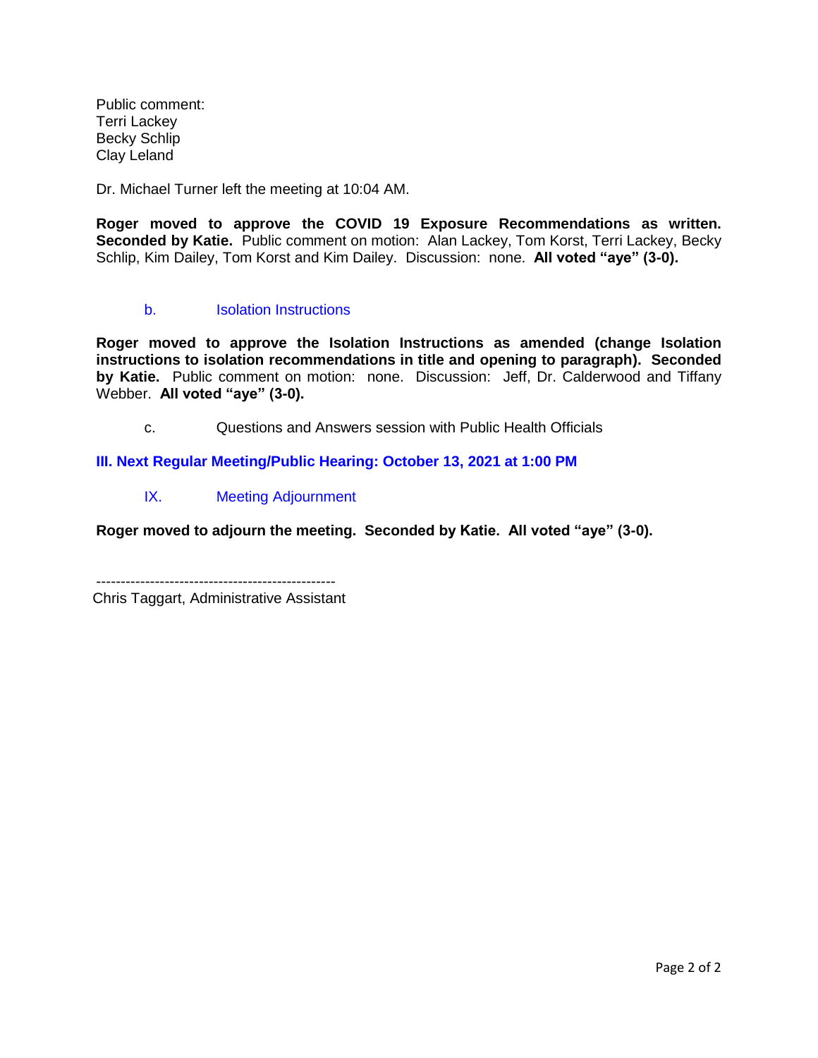Public comment:
Terri Lackey
Becky Schlip
Clay Leland

Dr. Michael Turner left the meeting at 10:04 AM.

**Roger moved to approve the COVID 19 Exposure Recommendations as written. Seconded by Katie.** Public comment on motion: Alan Lackey, Tom Korst, Terri Lackey, Becky Schlip, Kim Dailey, Tom Korst and Kim Dailey. Discussion: none. **All voted "aye" (3-0).**

b. Isolation Instructions

**Roger moved to approve the Isolation Instructions as amended (change Isolation instructions to isolation recommendations in title and opening to paragraph). Seconded by Katie.** Public comment on motion: none. Discussion: Jeff, Dr. Calderwood and Tiffany Webber. **All voted "aye" (3-0).**

c. Questions and Answers session with Public Health Officials

**III. Next Regular Meeting/Public Hearing: October 13, 2021 at 1:00 PM**

IX. Meeting Adjournment

**Roger moved to adjourn the meeting. Seconded by Katie. All voted "aye" (3-0).**

-------------------------------------------------
Chris Taggart, Administrative Assistant